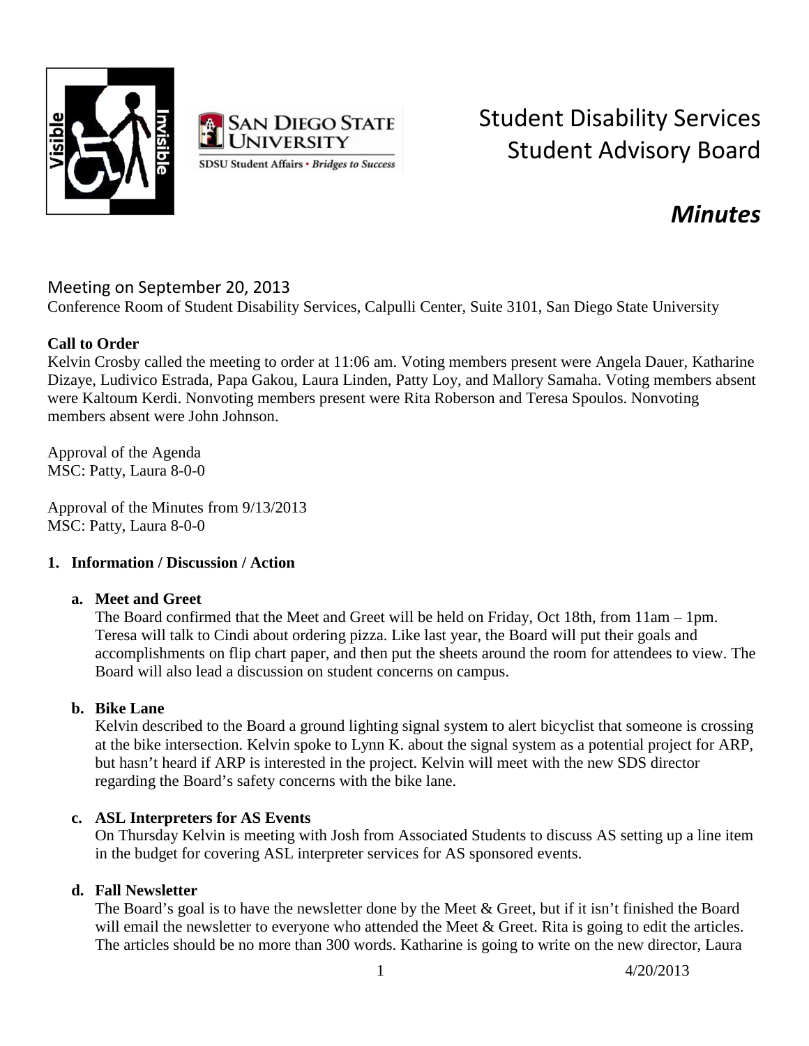# Student Disability Services Student Advisory Board

## *Minutes*

### Meeting on September 20, 2013

Conference Room of Student Disability Services, Calpulli Center, Suite 3101, San Diego State University

**Call to Order**

Kelvin Crosby called the meeting to order at 11:06 am. Voting members present were Angela Dauer, Katharine Dizaye, Ludivico Estrada, Papa Gakou, Laura Linden, Patty Loy, and Mallory Samaha. Voting members absent were Kaltoum Kerdi. Nonvoting members present were Rita Roberson and Teresa Spoulos. Nonvoting members absent were John Johnson.

Approval of the Agenda
MSC: Patty, Laura 8-0-0

Approval of the Minutes from 9/13/2013
MSC: Patty, Laura 8-0-0

**1. Information / Discussion / Action**

**a. Meet and Greet**

The Board confirmed that the Meet and Greet will be held on Friday, Oct 18th, from 11am – 1pm. Teresa will talk to Cindi about ordering pizza. Like last year, the Board will put their goals and accomplishments on flip chart paper, and then put the sheets around the room for attendees to view. The Board will also lead a discussion on student concerns on campus.

**b. Bike Lane**

Kelvin described to the Board a ground lighting signal system to alert bicyclist that someone is crossing at the bike intersection. Kelvin spoke to Lynn K. about the signal system as a potential project for ARP, but hasn't heard if ARP is interested in the project. Kelvin will meet with the new SDS director regarding the Board's safety concerns with the bike lane.

**c. ASL Interpreters for AS Events**

On Thursday Kelvin is meeting with Josh from Associated Students to discuss AS setting up a line item in the budget for covering ASL interpreter services for AS sponsored events.

**d. Fall Newsletter**

The Board's goal is to have the newsletter done by the Meet & Greet, but if it isn't finished the Board will email the newsletter to everyone who attended the Meet & Greet. Rita is going to edit the articles. The articles should be no more than 300 words. Katharine is going to write on the new director, Laura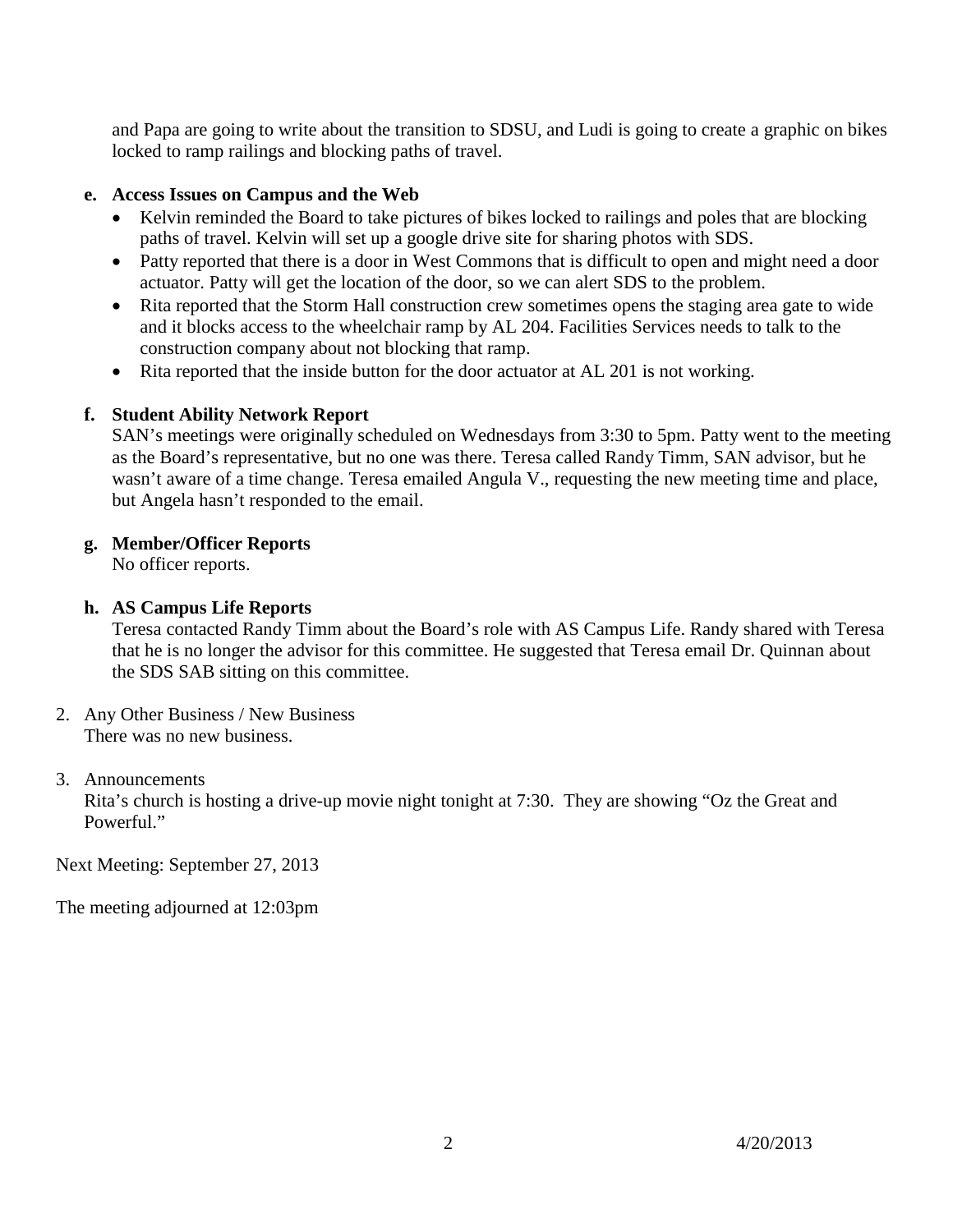and Papa are going to write about the transition to SDSU, and Ludi is going to create a graphic on bikes locked to ramp railings and blocking paths of travel.

**e. Access Issues on Campus and the Web**

- Kelvin reminded the Board to take pictures of bikes locked to railings and poles that are blocking paths of travel. Kelvin will set up a google drive site for sharing photos with SDS.
- Patty reported that there is a door in West Commons that is difficult to open and might need a door actuator. Patty will get the location of the door, so we can alert SDS to the problem.
- Rita reported that the Storm Hall construction crew sometimes opens the staging area gate to wide and it blocks access to the wheelchair ramp by AL 204. Facilities Services needs to talk to the construction company about not blocking that ramp.
- Rita reported that the inside button for the door actuator at AL 201 is not working.

**f. Student Ability Network Report**

SAN's meetings were originally scheduled on Wednesdays from 3:30 to 5pm. Patty went to the meeting as the Board's representative, but no one was there. Teresa called Randy Timm, SAN advisor, but he wasn't aware of a time change. Teresa emailed Angula V., requesting the new meeting time and place, but Angela hasn't responded to the email.

**g. Member/Officer Reports**

No officer reports.

**h. AS Campus Life Reports**

Teresa contacted Randy Timm about the Board's role with AS Campus Life. Randy shared with Teresa that he is no longer the advisor for this committee. He suggested that Teresa email Dr. Quinnan about the SDS SAB sitting on this committee.

2. Any Other Business / New Business
   There was no new business.

3. Announcements
   Rita's church is hosting a drive-up movie night tonight at 7:30. They are showing "Oz the Great and Powerful."

Next Meeting: September 27, 2013

The meeting adjourned at 12:03pm